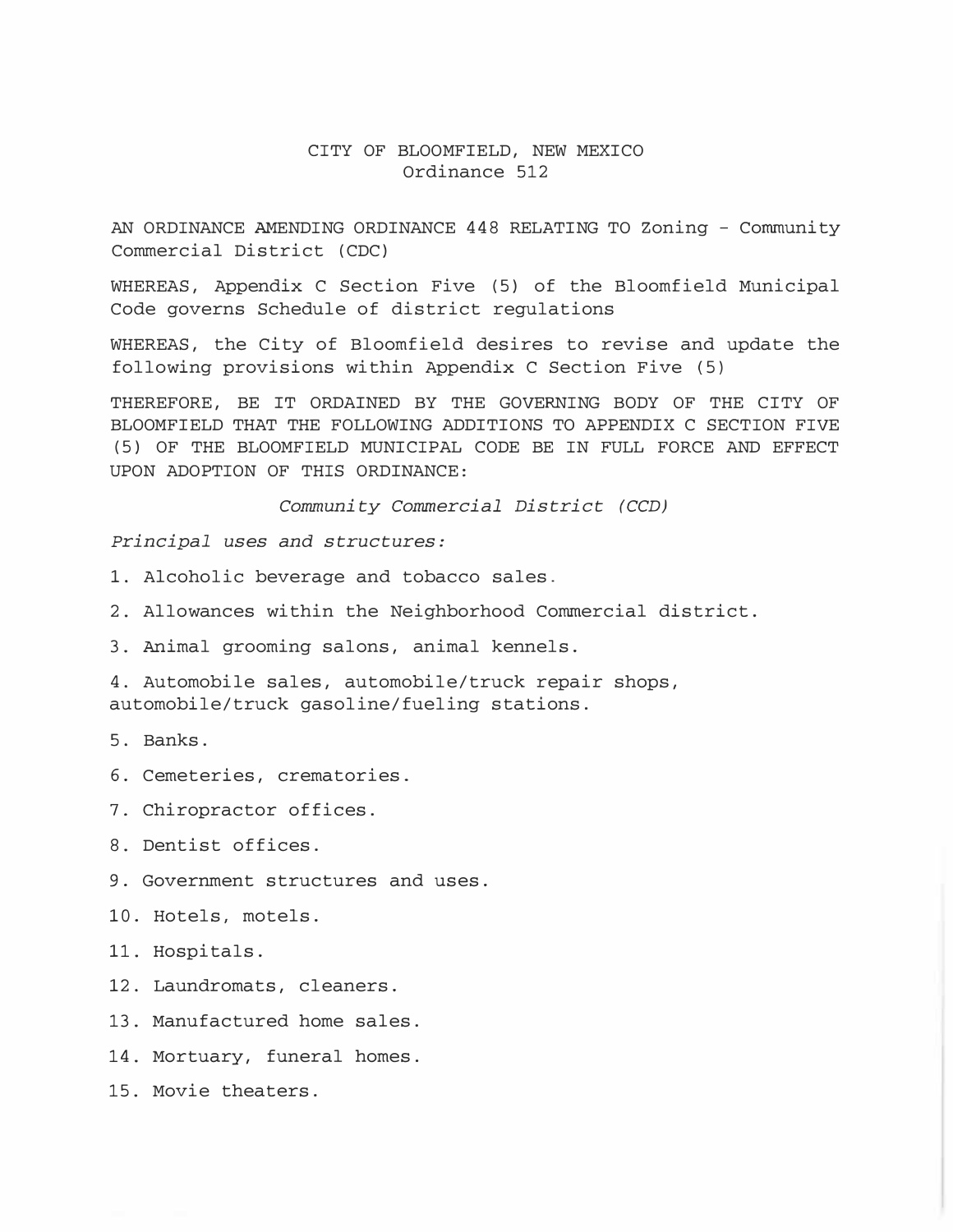# CITY OF BLOOMFIELD, NEW MEXICO
## Ordinance 512

AN ORDINANCE AMENDING ORDINANCE 448 RELATING TO Zoning - Community Commercial District (CDC)

WHEREAS, Appendix C Section Five (5) of the Bloomfield Municipal Code governs Schedule of district regulations

WHEREAS, the City of Bloomfield desires to revise and update the following provisions within Appendix C Section Five (5)

THEREFORE, BE IT ORDAINED BY THE GOVERNING BODY OF THE CITY OF BLOOMFIELD THAT THE FOLLOWING ADDITIONS TO APPENDIX C SECTION FIVE (5) OF THE BLOOMFIELD MUNICIPAL CODE BE IN FULL FORCE AND EFFECT UPON ADOPTION OF THIS ORDINANCE:

*Community Commercial District (CCD)*

*Principal uses and structures:*

1. Alcoholic beverage and tobacco sales.
2. Allowances within the Neighborhood Commercial district.
3. Animal grooming salons, animal kennels.
4. Automobile sales, automobile/truck repair shops, automobile/truck gasoline/fueling stations.
5. Banks.
6. Cemeteries, crematories.
7. Chiropractor offices.
8. Dentist offices.
9. Government structures and uses.
10. Hotels, motels.
11. Hospitals.
12. Laundromats, cleaners.
13. Manufactured home sales.
14. Mortuary, funeral homes.
15. Movie theaters.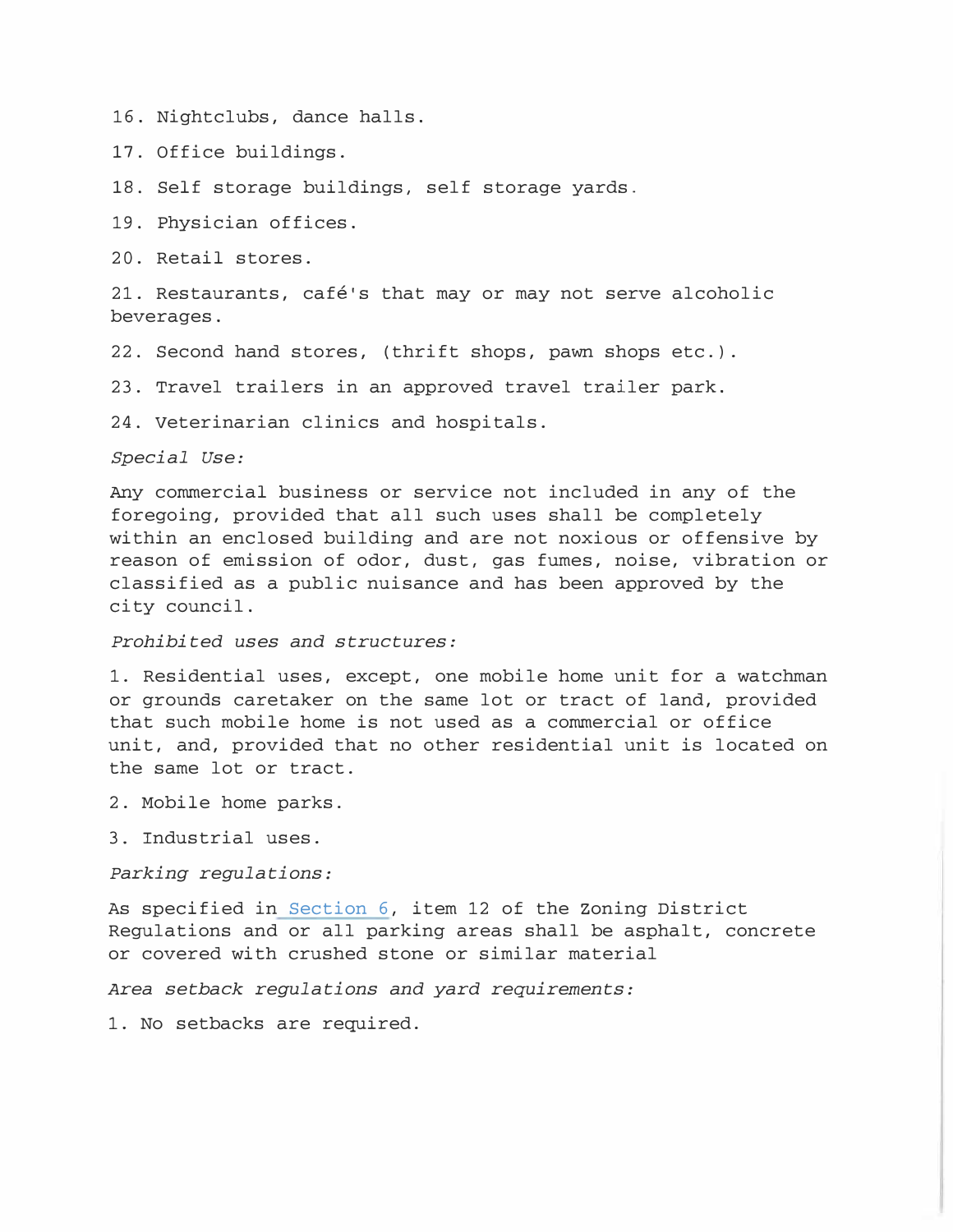16. Nightclubs, dance halls.

17. Office buildings.

18. Self storage buildings, self storage yards.

19. Physician offices.

20. Retail stores.

21. Restaurants, café's that may or may not serve alcoholic beverages.

22. Second hand stores, (thrift shops, pawn shops etc.).

23. Travel trailers in an approved travel trailer park.

24. Veterinarian clinics and hospitals.

*Special Use:*

Any commercial business or service not included in any of the foregoing, provided that all such uses shall be completely within an enclosed building and are not noxious or offensive by reason of emission of odor, dust, gas fumes, noise, vibration or classified as a public nuisance and has been approved by the city council.

*Prohibited uses and structures:*

1. Residential uses, except, one mobile home unit for a watchman or grounds caretaker on the same lot or tract of land, provided that such mobile home is not used as a commercial or office unit, and, provided that no other residential unit is located on the same lot or tract.

2. Mobile home parks.

3. Industrial uses.

*Parking regulations:*

As specified in Section 6, item 12 of the Zoning District Regulations and or all parking areas shall be asphalt, concrete or covered with crushed stone or similar material

*Area setback regulations and yard requirements:*

1. No setbacks are required.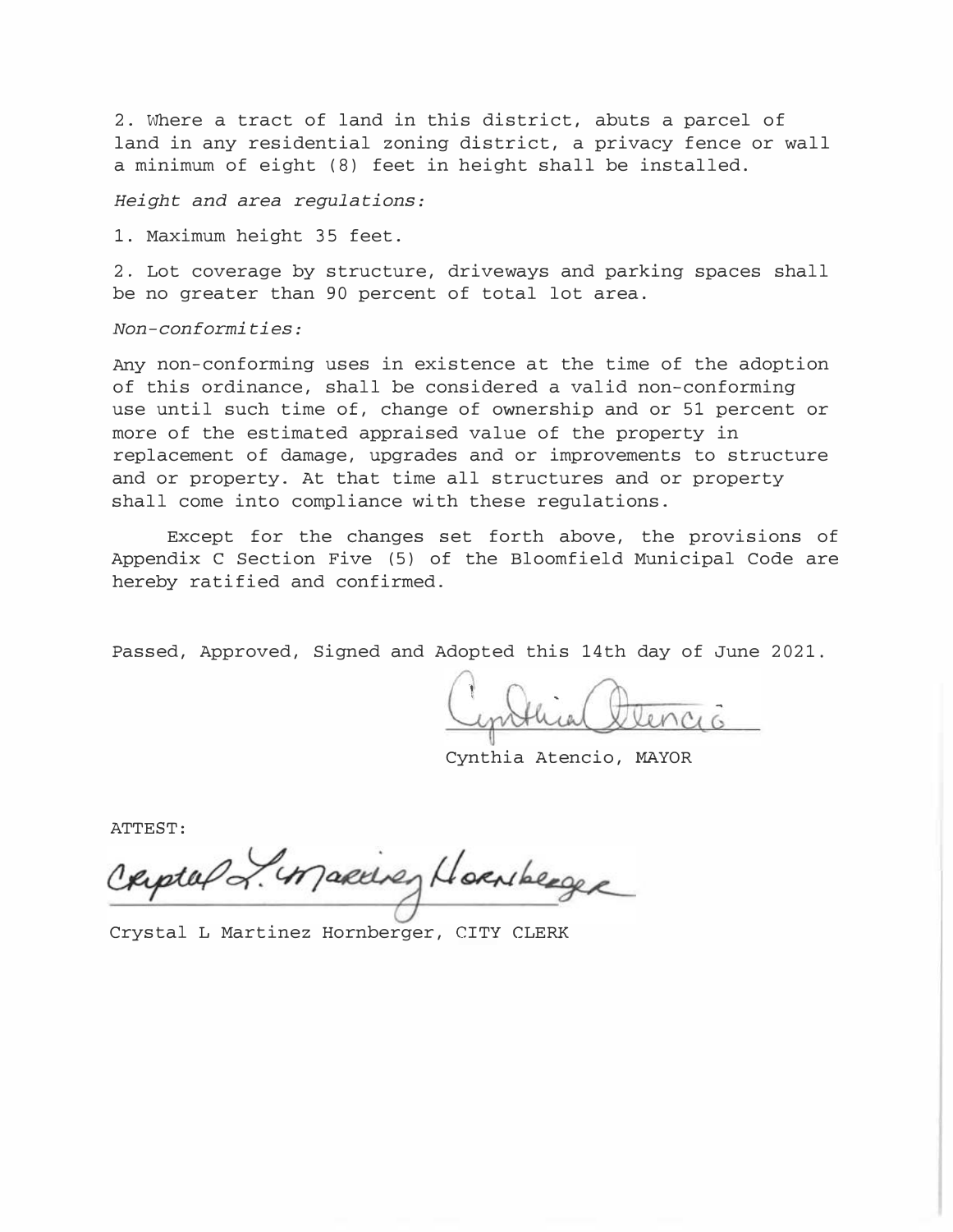2. Where a tract of land in this district, abuts a parcel of land in any residential zoning district, a privacy fence or wall a minimum of eight (8) feet in height shall be installed.

*Height and area regulations:*

1. Maximum height 35 feet.

2. Lot coverage by structure, driveways and parking spaces shall be no greater than 90 percent of total lot area.

*Non-conformities:*

Any non-conforming uses in existence at the time of the adoption of this ordinance, shall be considered a valid non-conforming use until such time of, change of ownership and or 51 percent or more of the estimated appraised value of the property in replacement of damage, upgrades and or improvements to structure and or property. At that time all structures and or property shall come into compliance with these regulations.

Except for the changes set forth above, the provisions of Appendix C Section Five (5) of the Bloomfield Municipal Code are hereby ratified and confirmed.

Passed, Approved, Signed and Adopted this 14th day of June 2021.

Cynthia Atencio, MAYOR

ATTEST:

Crystal L Martinez Hornberger, CITY CLERK